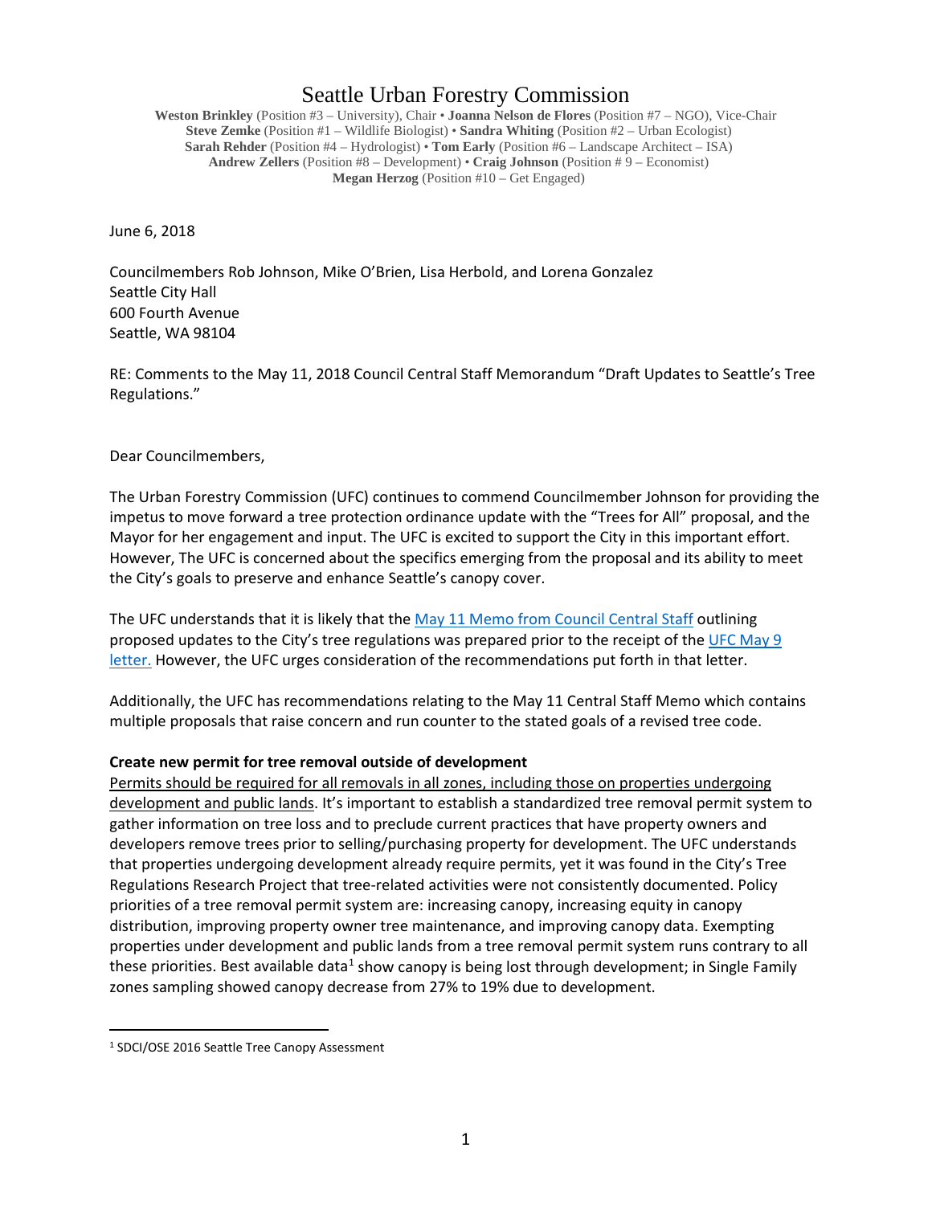# Seattle Urban Forestry Commission

**Weston Brinkley** (Position #3 – University), Chair • **Joanna Nelson de Flores** (Position #7 – NGO), Vice-Chair
**Steve Zemke** (Position #1 – Wildlife Biologist) • **Sandra Whiting** (Position #2 – Urban Ecologist)
**Sarah Rehder** (Position #4 – Hydrologist) • **Tom Early** (Position #6 – Landscape Architect – ISA)
**Andrew Zellers** (Position #8 – Development) • **Craig Johnson** (Position # 9 – Economist)
**Megan Herzog** (Position #10 – Get Engaged)

June 6, 2018

Councilmembers Rob Johnson, Mike O'Brien, Lisa Herbold, and Lorena Gonzalez
Seattle City Hall
600 Fourth Avenue
Seattle, WA 98104

RE: Comments to the May 11, 2018 Council Central Staff Memorandum "Draft Updates to Seattle's Tree Regulations."

Dear Councilmembers,

The Urban Forestry Commission (UFC) continues to commend Councilmember Johnson for providing the impetus to move forward a tree protection ordinance update with the "Trees for All" proposal, and the Mayor for her engagement and input. The UFC is excited to support the City in this important effort. However, The UFC is concerned about the specifics emerging from the proposal and its ability to meet the City's goals to preserve and enhance Seattle's canopy cover.

The UFC understands that it is likely that the May 11 Memo from Council Central Staff outlining proposed updates to the City's tree regulations was prepared prior to the receipt of the UFC May 9 letter. However, the UFC urges consideration of the recommendations put forth in that letter.

Additionally, the UFC has recommendations relating to the May 11 Central Staff Memo which contains multiple proposals that raise concern and run counter to the stated goals of a revised tree code.

**Create new permit for tree removal outside of development**

Permits should be required for all removals in all zones, including those on properties undergoing development and public lands. It's important to establish a standardized tree removal permit system to gather information on tree loss and to preclude current practices that have property owners and developers remove trees prior to selling/purchasing property for development. The UFC understands that properties undergoing development already require permits, yet it was found in the City's Tree Regulations Research Project that tree-related activities were not consistently documented. Policy priorities of a tree removal permit system are: increasing canopy, increasing equity in canopy distribution, improving property owner tree maintenance, and improving canopy data. Exempting properties under development and public lands from a tree removal permit system runs contrary to all these priorities. Best available data[1] show canopy is being lost through development; in Single Family zones sampling showed canopy decrease from 27% to 19% due to development.

[1] SDCI/OSE 2016 Seattle Tree Canopy Assessment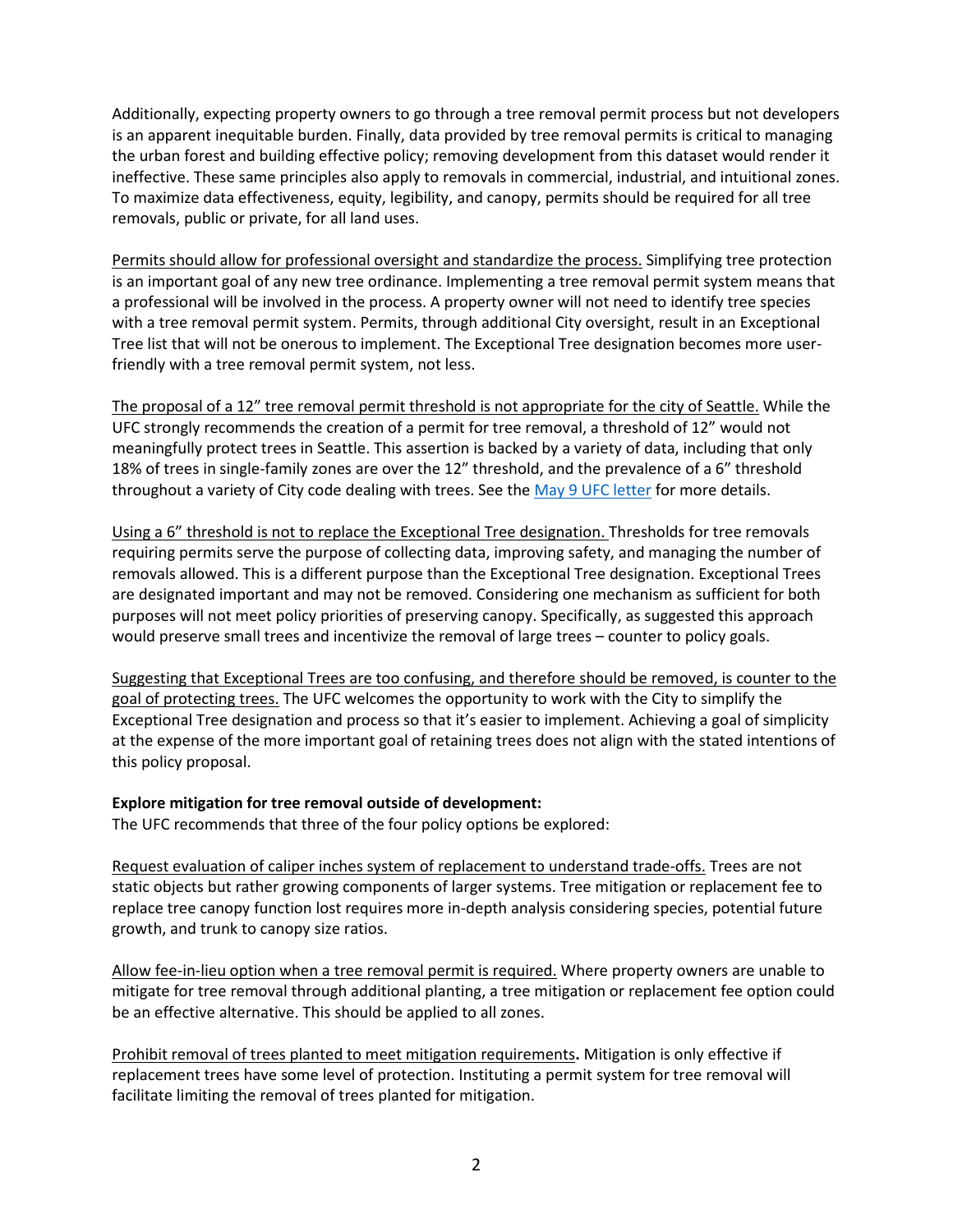Additionally, expecting property owners to go through a tree removal permit process but not developers is an apparent inequitable burden. Finally, data provided by tree removal permits is critical to managing the urban forest and building effective policy; removing development from this dataset would render it ineffective. These same principles also apply to removals in commercial, industrial, and intuitional zones. To maximize data effectiveness, equity, legibility, and canopy, permits should be required for all tree removals, public or private, for all land uses.

<u>Permits should allow for professional oversight and standardize the process.</u> Simplifying tree protection is an important goal of any new tree ordinance. Implementing a tree removal permit system means that a professional will be involved in the process. A property owner will not need to identify tree species with a tree removal permit system. Permits, through additional City oversight, result in an Exceptional Tree list that will not be onerous to implement. The Exceptional Tree designation becomes more user-friendly with a tree removal permit system, not less.

<u>The proposal of a 12" tree removal permit threshold is not appropriate for the city of Seattle.</u> While the UFC strongly recommends the creation of a permit for tree removal, a threshold of 12" would not meaningfully protect trees in Seattle. This assertion is backed by a variety of data, including that only 18% of trees in single-family zones are over the 12" threshold, and the prevalence of a 6" threshold throughout a variety of City code dealing with trees. See the May 9 UFC letter for more details.

<u>Using a 6" threshold is not to replace the Exceptional Tree designation.</u> Thresholds for tree removals requiring permits serve the purpose of collecting data, improving safety, and managing the number of removals allowed. This is a different purpose than the Exceptional Tree designation. Exceptional Trees are designated important and may not be removed. Considering one mechanism as sufficient for both purposes will not meet policy priorities of preserving canopy. Specifically, as suggested this approach would preserve small trees and incentivize the removal of large trees – counter to policy goals.

<u>Suggesting that Exceptional Trees are too confusing, and therefore should be removed, is counter to the goal of protecting trees.</u> The UFC welcomes the opportunity to work with the City to simplify the Exceptional Tree designation and process so that it's easier to implement. Achieving a goal of simplicity at the expense of the more important goal of retaining trees does not align with the stated intentions of this policy proposal.

**Explore mitigation for tree removal outside of development:**

The UFC recommends that three of the four policy options be explored:

<u>Request evaluation of caliper inches system of replacement to understand trade-offs.</u> Trees are not static objects but rather growing components of larger systems. Tree mitigation or replacement fee to replace tree canopy function lost requires more in-depth analysis considering species, potential future growth, and trunk to canopy size ratios.

<u>Allow fee-in-lieu option when a tree removal permit is required.</u> Where property owners are unable to mitigate for tree removal through additional planting, a tree mitigation or replacement fee option could be an effective alternative. This should be applied to all zones.

<u>Prohibit removal of trees planted to meet mitigation requirements</u>**.** Mitigation is only effective if replacement trees have some level of protection. Instituting a permit system for tree removal will facilitate limiting the removal of trees planted for mitigation.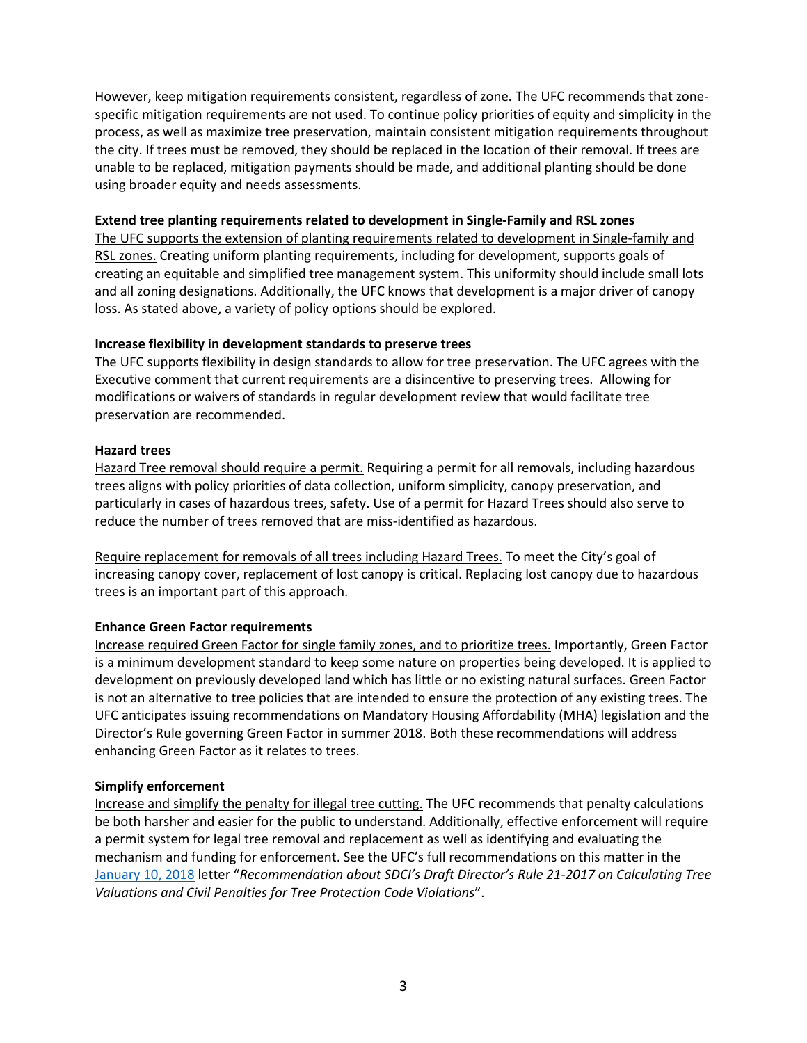However, keep mitigation requirements consistent, regardless of zone**.** The UFC recommends that zone-specific mitigation requirements are not used. To continue policy priorities of equity and simplicity in the process, as well as maximize tree preservation, maintain consistent mitigation requirements throughout the city. If trees must be removed, they should be replaced in the location of their removal. If trees are unable to be replaced, mitigation payments should be made, and additional planting should be done using broader equity and needs assessments.

**Extend tree planting requirements related to development in Single-Family and RSL zones**

<u>The UFC supports the extension of planting requirements related to development in Single-family and RSL zones.</u> Creating uniform planting requirements, including for development, supports goals of creating an equitable and simplified tree management system. This uniformity should include small lots and all zoning designations. Additionally, the UFC knows that development is a major driver of canopy loss. As stated above, a variety of policy options should be explored.

**Increase flexibility in development standards to preserve trees**

<u>The UFC supports flexibility in design standards to allow for tree preservation.</u> The UFC agrees with the Executive comment that current requirements are a disincentive to preserving trees. Allowing for modifications or waivers of standards in regular development review that would facilitate tree preservation are recommended.

**Hazard trees**

<u>Hazard Tree removal should require a permit.</u> Requiring a permit for all removals, including hazardous trees aligns with policy priorities of data collection, uniform simplicity, canopy preservation, and particularly in cases of hazardous trees, safety. Use of a permit for Hazard Trees should also serve to reduce the number of trees removed that are miss-identified as hazardous.

<u>Require replacement for removals of all trees including Hazard Trees.</u> To meet the City's goal of increasing canopy cover, replacement of lost canopy is critical. Replacing lost canopy due to hazardous trees is an important part of this approach.

**Enhance Green Factor requirements**

<u>Increase required Green Factor for single family zones, and to prioritize trees.</u> Importantly, Green Factor is a minimum development standard to keep some nature on properties being developed. It is applied to development on previously developed land which has little or no existing natural surfaces. Green Factor is not an alternative to tree policies that are intended to ensure the protection of any existing trees. The UFC anticipates issuing recommendations on Mandatory Housing Affordability (MHA) legislation and the Director's Rule governing Green Factor in summer 2018. Both these recommendations will address enhancing Green Factor as it relates to trees.

**Simplify enforcement**

<u>Increase and simplify the penalty for illegal tree cutting.</u> The UFC recommends that penalty calculations be both harsher and easier for the public to understand. Additionally, effective enforcement will require a permit system for legal tree removal and replacement as well as identifying and evaluating the mechanism and funding for enforcement. See the UFC's full recommendations on this matter in the January 10, 2018 letter "*Recommendation about SDCI's Draft Director's Rule 21-2017 on Calculating Tree Valuations and Civil Penalties for Tree Protection Code Violations*".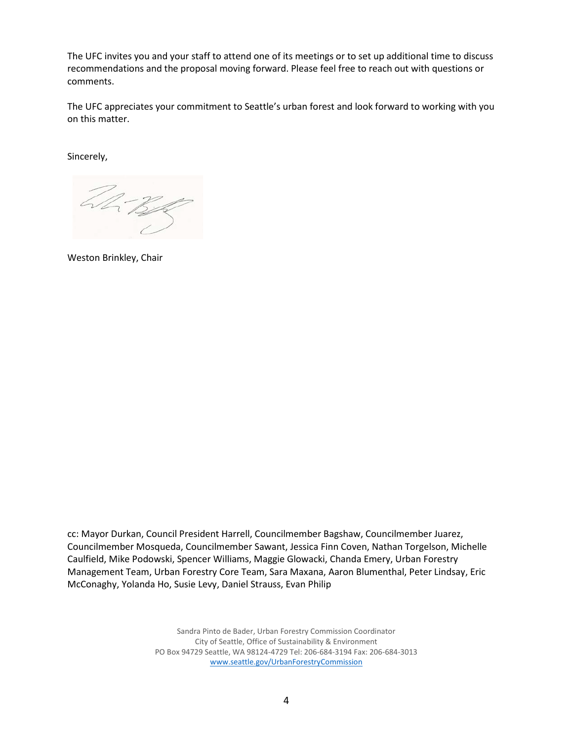The UFC invites you and your staff to attend one of its meetings or to set up additional time to discuss recommendations and the proposal moving forward. Please feel free to reach out with questions or comments.

The UFC appreciates your commitment to Seattle's urban forest and look forward to working with you on this matter.

Sincerely,

Weston Brinkley, Chair

cc: Mayor Durkan, Council President Harrell, Councilmember Bagshaw, Councilmember Juarez, Councilmember Mosqueda, Councilmember Sawant, Jessica Finn Coven, Nathan Torgelson, Michelle Caulfield, Mike Podowski, Spencer Williams, Maggie Glowacki, Chanda Emery, Urban Forestry Management Team, Urban Forestry Core Team, Sara Maxana, Aaron Blumenthal, Peter Lindsay, Eric McConaghy, Yolanda Ho, Susie Levy, Daniel Strauss, Evan Philip

Sandra Pinto de Bader, Urban Forestry Commission Coordinator
City of Seattle, Office of Sustainability & Environment
PO Box 94729 Seattle, WA 98124-4729 Tel: 206-684-3194 Fax: 206-684-3013
www.seattle.gov/UrbanForestryCommission